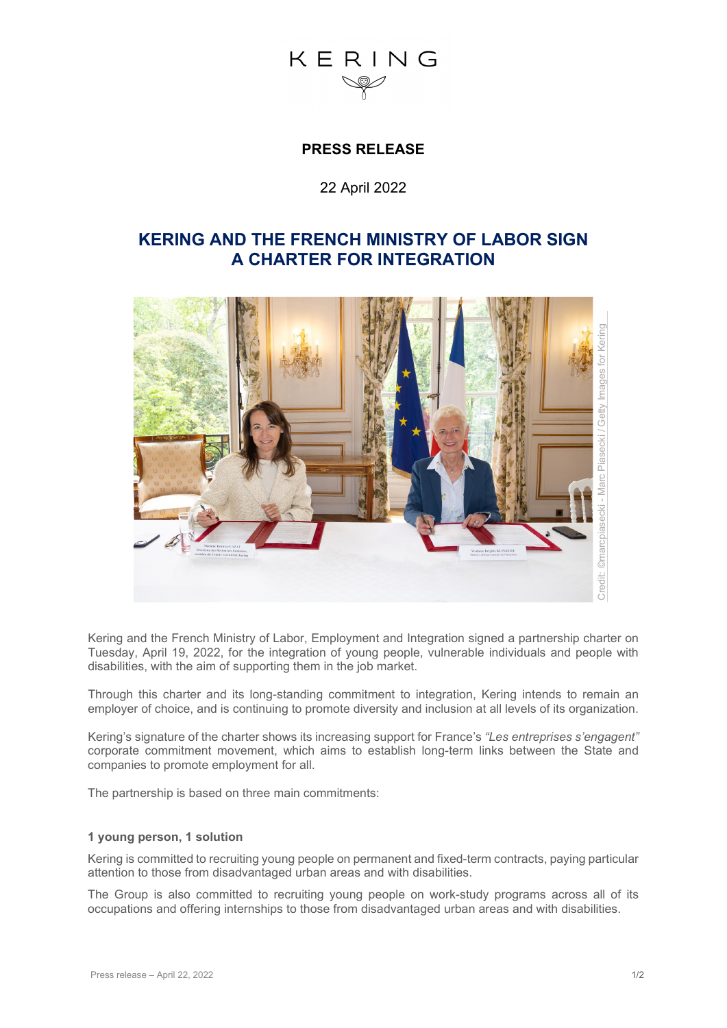KERING

**PRESS RELEASE**

22 April 2022

# KERING AND THE FRENCH MINISTRY OF LABOR SIGN A CHARTER FOR INTEGRATION

Credit: ©marcpiasecki - Marc Piasecki / Getty Images for Kering

Kering and the French Ministry of Labor, Employment and Integration signed a partnership charter on Tuesday, April 19, 2022, for the integration of young people, vulnerable individuals and people with disabilities, with the aim of supporting them in the job market.

Through this charter and its long-standing commitment to integration, Kering intends to remain an employer of choice, and is continuing to promote diversity and inclusion at all levels of its organization.

Kering's signature of the charter shows its increasing support for France's *"Les entreprises s'engagent"* corporate commitment movement, which aims to establish long-term links between the State and companies to promote employment for all.

The partnership is based on three main commitments:

### 1 young person, 1 solution

Kering is committed to recruiting young people on permanent and fixed-term contracts, paying particular attention to those from disadvantaged urban areas and with disabilities.

The Group is also committed to recruiting young people on work-study programs across all of its occupations and offering internships to those from disadvantaged urban areas and with disabilities.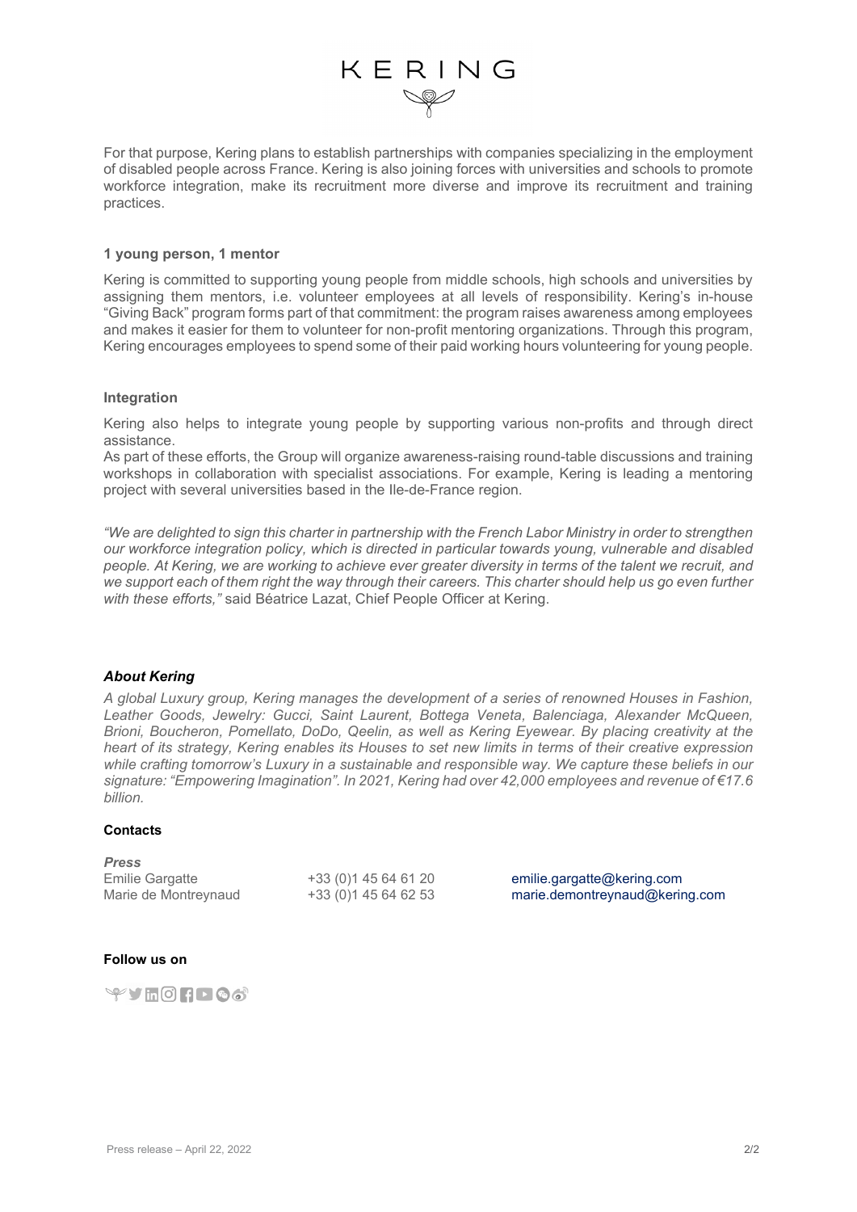For that purpose, Kering plans to establish partnerships with companies specializing in the employment of disabled people across France. Kering is also joining forces with universities and schools to promote workforce integration, make its recruitment more diverse and improve its recruitment and training practices.

**1 young person, 1 mentor**

Kering is committed to supporting young people from middle schools, high schools and universities by assigning them mentors, i.e. volunteer employees at all levels of responsibility. Kering's in-house "Giving Back" program forms part of that commitment: the program raises awareness among employees and makes it easier for them to volunteer for non-profit mentoring organizations. Through this program, Kering encourages employees to spend some of their paid working hours volunteering for young people.

**Integration**

Kering also helps to integrate young people by supporting various non-profits and through direct assistance.
As part of these efforts, the Group will organize awareness-raising round-table discussions and training workshops in collaboration with specialist associations. For example, Kering is leading a mentoring project with several universities based in the Ile-de-France region.

*"We are delighted to sign this charter in partnership with the French Labor Ministry in order to strengthen our workforce integration policy, which is directed in particular towards young, vulnerable and disabled people. At Kering, we are working to achieve ever greater diversity in terms of the talent we recruit, and we support each of them right the way through their careers. This charter should help us go even further with these efforts,"* said Béatrice Lazat, Chief People Officer at Kering.

***About Kering***

*A global Luxury group, Kering manages the development of a series of renowned Houses in Fashion, Leather Goods, Jewelry: Gucci, Saint Laurent, Bottega Veneta, Balenciaga, Alexander McQueen, Brioni, Boucheron, Pomellato, DoDo, Qeelin, as well as Kering Eyewear. By placing creativity at the heart of its strategy, Kering enables its Houses to set new limits in terms of their creative expression while crafting tomorrow's Luxury in a sustainable and responsible way. We capture these beliefs in our signature: "Empowering Imagination". In 2021, Kering had over 42,000 employees and revenue of €17.6 billion.*

**Contacts**

***Press***

| | | |
|---|---|---|
| Emilie Gargatte | +33 (0)1 45 64 61 20 | emilie.gargatte@kering.com |
| Marie de Montreynaud | +33 (0)1 45 64 62 53 | marie.demontreynaud@kering.com |

**Follow us on**